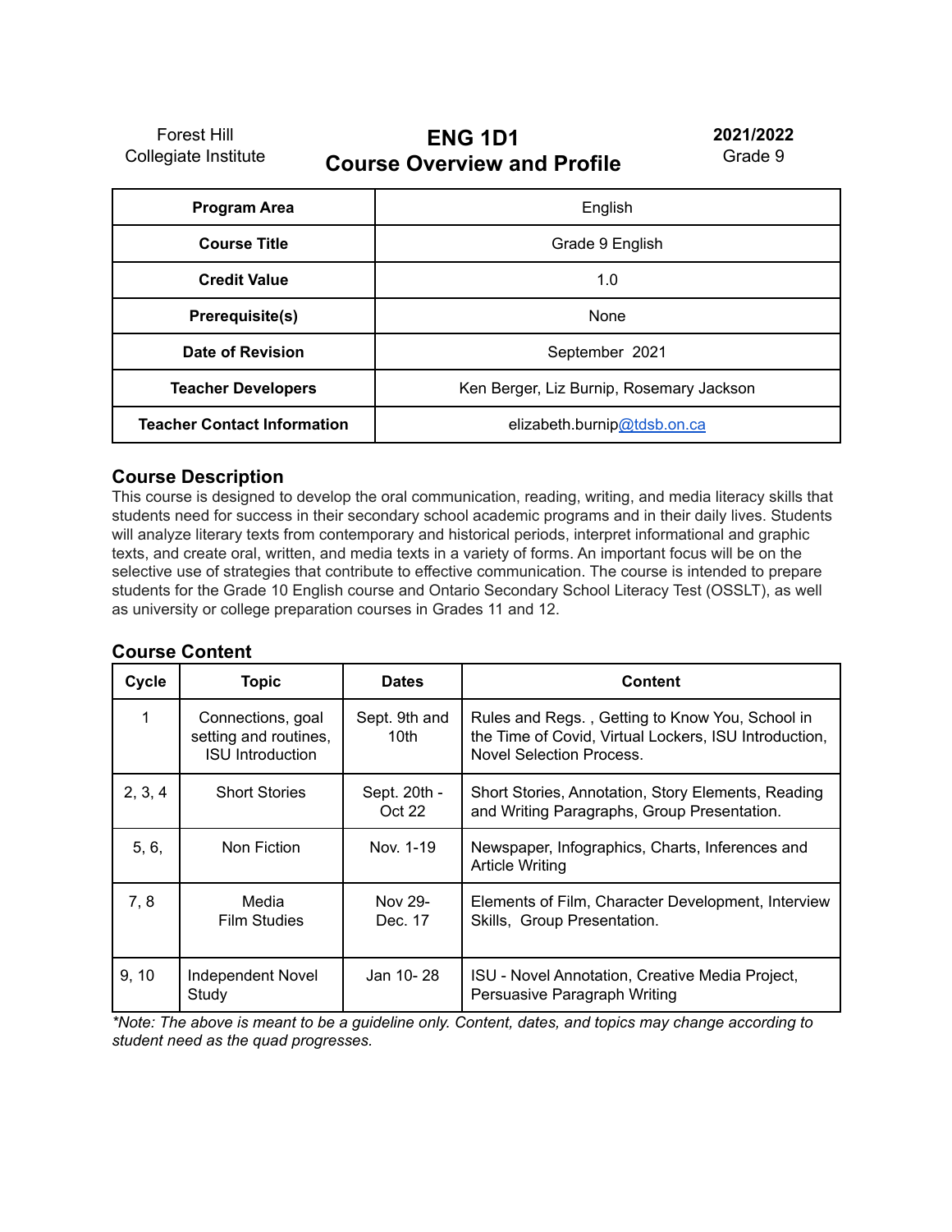Forest Hill Collegiate Institute

# ENG 1D1
# Course Overview and Profile

**2021/2022**
Grade 9

| **Program Area** | English |
|---|---|
| **Course Title** | Grade 9 English |
| **Credit Value** | 1.0 |
| **Prerequisite(s)** | None |
| **Date of Revision** | September 2021 |
| **Teacher Developers** | Ken Berger, Liz Burnip, Rosemary Jackson |
| **Teacher Contact Information** | elizabeth.burnip@tdsb.on.ca |

## Course Description

This course is designed to develop the oral communication, reading, writing, and media literacy skills that students need for success in their secondary school academic programs and in their daily lives. Students will analyze literary texts from contemporary and historical periods, interpret informational and graphic texts, and create oral, written, and media texts in a variety of forms. An important focus will be on the selective use of strategies that contribute to effective communication. The course is intended to prepare students for the Grade 10 English course and Ontario Secondary School Literacy Test (OSSLT), as well as university or college preparation courses in Grades 11 and 12.

## Course Content

| Cycle | Topic | Dates | Content |
|---|---|---|---|
| 1 | Connections, goal setting and routines, ISU Introduction | Sept. 9th and 10th | Rules and Regs. , Getting to Know You, School in the Time of Covid, Virtual Lockers, ISU Introduction, Novel Selection Process. |
| 2, 3, 4 | Short Stories | Sept. 20th - Oct 22 | Short Stories, Annotation, Story Elements, Reading and Writing Paragraphs, Group Presentation. |
| 5, 6, | Non Fiction | Nov. 1-19 | Newspaper, Infographics, Charts, Inferences and Article Writing |
| 7, 8 | Media Film Studies | Nov 29- Dec. 17 | Elements of Film, Character Development, Interview Skills, Group Presentation. |
| 9, 10 | Independent Novel Study | Jan 10- 28 | ISU - Novel Annotation, Creative Media Project, Persuasive Paragraph Writing |

*\*Note: The above is meant to be a guideline only. Content, dates, and topics may change according to student need as the quad progresses.*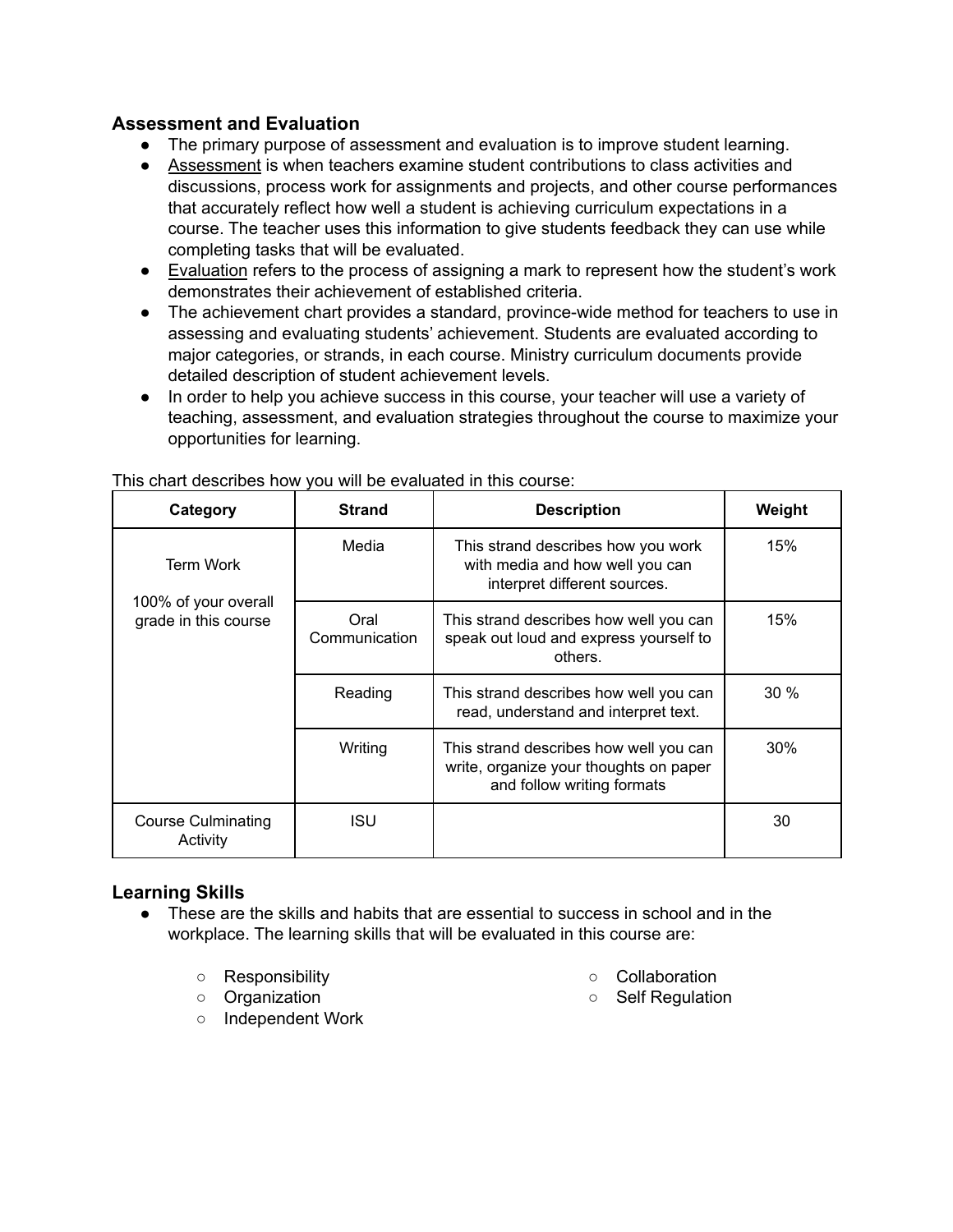## Assessment and Evaluation

- The primary purpose of assessment and evaluation is to improve student learning.
- <u>Assessment</u> is when teachers examine student contributions to class activities and discussions, process work for assignments and projects, and other course performances that accurately reflect how well a student is achieving curriculum expectations in a course. The teacher uses this information to give students feedback they can use while completing tasks that will be evaluated.
- <u>Evaluation</u> refers to the process of assigning a mark to represent how the student's work demonstrates their achievement of established criteria.
- The achievement chart provides a standard, province-wide method for teachers to use in assessing and evaluating students' achievement. Students are evaluated according to major categories, or strands, in each course. Ministry curriculum documents provide detailed description of student achievement levels.
- In order to help you achieve success in this course, your teacher will use a variety of teaching, assessment, and evaluation strategies throughout the course to maximize your opportunities for learning.

This chart describes how you will be evaluated in this course:

| Category | Strand | Description | Weight |
|---|---|---|---|
| Term Work<br><br>100% of your overall grade in this course | Media | This strand describes how you work with media and how well you can interpret different sources. | 15% |
| | Oral Communication | This strand describes how well you can speak out loud and express yourself to others. | 15% |
| | Reading | This strand describes how well you can read, understand and interpret text. | 30 % |
| | Writing | This strand describes how well you can write, organize your thoughts on paper and follow writing formats | 30% |
| Course Culminating Activity | ISU | | 30 |

## Learning Skills

- These are the skills and habits that are essential to success in school and in the workplace. The learning skills that will be evaluated in this course are:
  - Responsibility
  - Organization
  - Independent Work
  - Collaboration
  - Self Regulation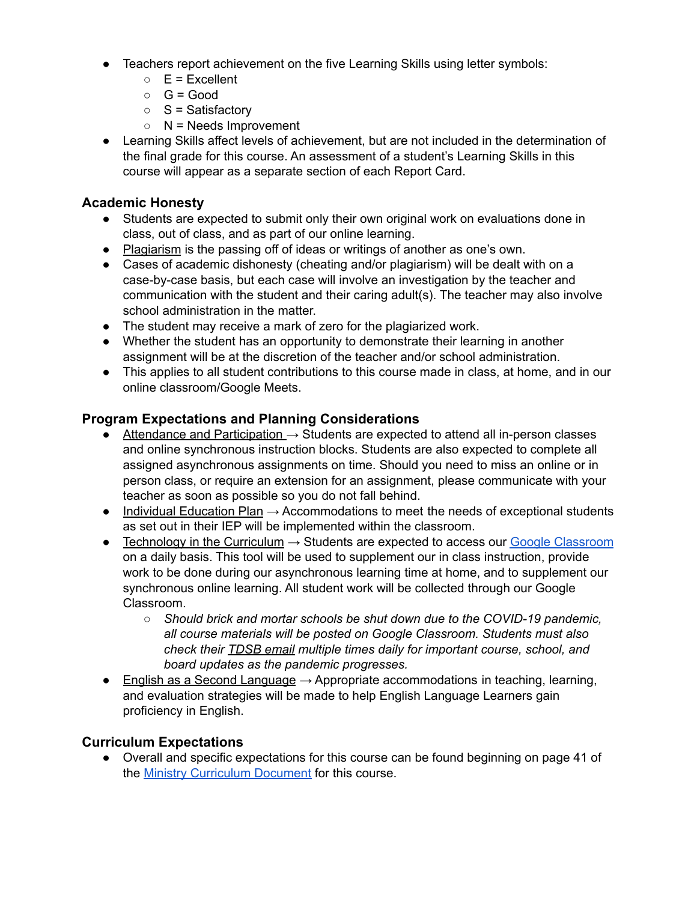- Teachers report achievement on the five Learning Skills using letter symbols:
    - E = Excellent
    - G = Good
    - S = Satisfactory
    - N = Needs Improvement
- Learning Skills affect levels of achievement, but are not included in the determination of the final grade for this course. An assessment of a student's Learning Skills in this course will appear as a separate section of each Report Card.

### Academic Honesty

- Students are expected to submit only their own original work on evaluations done in class, out of class, and as part of our online learning.
- Plagiarism is the passing off of ideas or writings of another as one's own.
- Cases of academic dishonesty (cheating and/or plagiarism) will be dealt with on a case-by-case basis, but each case will involve an investigation by the teacher and communication with the student and their caring adult(s). The teacher may also involve school administration in the matter.
- The student may receive a mark of zero for the plagiarized work.
- Whether the student has an opportunity to demonstrate their learning in another assignment will be at the discretion of the teacher and/or school administration.
- This applies to all student contributions to this course made in class, at home, and in our online classroom/Google Meets.

### Program Expectations and Planning Considerations

- Attendance and Participation → Students are expected to attend all in-person classes and online synchronous instruction blocks. Students are also expected to complete all assigned asynchronous assignments on time. Should you need to miss an online or in person class, or require an extension for an assignment, please communicate with your teacher as soon as possible so you do not fall behind.
- Individual Education Plan → Accommodations to meet the needs of exceptional students as set out in their IEP will be implemented within the classroom.
- Technology in the Curriculum → Students are expected to access our Google Classroom on a daily basis. This tool will be used to supplement our in class instruction, provide work to be done during our asynchronous learning time at home, and to supplement our synchronous online learning. All student work will be collected through our Google Classroom.
    - *Should brick and mortar schools be shut down due to the COVID-19 pandemic, all course materials will be posted on Google Classroom. Students must also check their TDSB email multiple times daily for important course, school, and board updates as the pandemic progresses.*
- English as a Second Language → Appropriate accommodations in teaching, learning, and evaluation strategies will be made to help English Language Learners gain proficiency in English.

### Curriculum Expectations

- Overall and specific expectations for this course can be found beginning on page 41 of the Ministry Curriculum Document for this course.